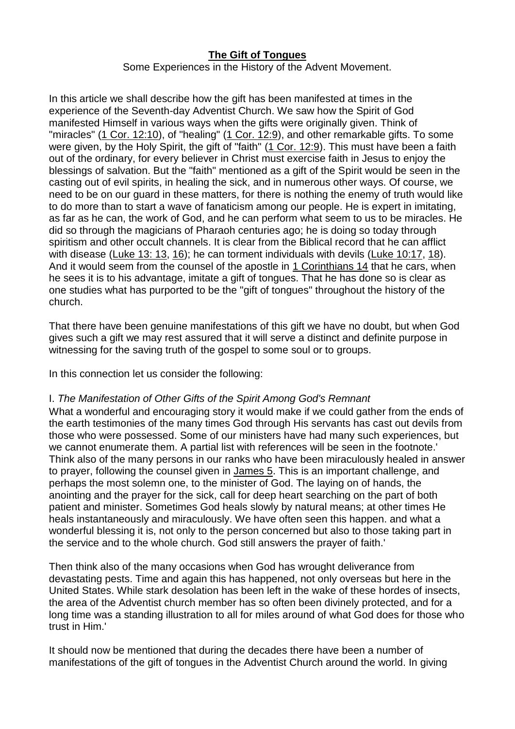# The Gift of Tongues

Some Experiences in the History of the Advent Movement.

In this article we shall describe how the gift has been manifested at times in the experience of the Seventh-day Adventist Church. We saw how the Spirit of God manifested Himself in various ways when the gifts were originally given. Think of "miracles" (1 Cor. 12:10), of "healing" (1 Cor. 12:9), and other remarkable gifts. To some were given, by the Holy Spirit, the gift of "faith" (1 Cor. 12:9). This must have been a faith out of the ordinary, for every believer in Christ must exercise faith in Jesus to enjoy the blessings of salvation. But the "faith" mentioned as a gift of the Spirit would be seen in the casting out of evil spirits, in healing the sick, and in numerous other ways. Of course, we need to be on our guard in these matters, for there is nothing the enemy of truth would like to do more than to start a wave of fanaticism among our people. He is expert in imitating, as far as he can, the work of God, and he can perform what seem to us to be miracles. He did so through the magicians of Pharaoh centuries ago; he is doing so today through spiritism and other occult channels. It is clear from the Biblical record that he can afflict with disease (Luke 13: 13, 16); he can torment individuals with devils (Luke 10:17, 18). And it would seem from the counsel of the apostle in 1 Corinthians 14 that he cars, when he sees it is to his advantage, imitate a gift of tongues. That he has done so is clear as one studies what has purported to be the "gift of tongues" throughout the history of the church.

That there have been genuine manifestations of this gift we have no doubt, but when God gives such a gift we may rest assured that it will serve a distinct and definite purpose in witnessing for the saving truth of the gospel to some soul or to groups.

In this connection let us consider the following:

I. *The Manifestation of Other Gifts of the Spirit Among God's Remnant*

What a wonderful and encouraging story it would make if we could gather from the ends of the earth testimonies of the many times God through His servants has cast out devils from those who were possessed. Some of our ministers have had many such experiences, but we cannot enumerate them. A partial list with references will be seen in the footnote.' Think also of the many persons in our ranks who have been miraculously healed in answer to prayer, following the counsel given in James 5. This is an important challenge, and perhaps the most solemn one, to the minister of God. The laying on of hands, the anointing and the prayer for the sick, call for deep heart searching on the part of both patient and minister. Sometimes God heals slowly by natural means; at other times He heals instantaneously and miraculously. We have often seen this happen. and what a wonderful blessing it is, not only to the person concerned but also to those taking part in the service and to the whole church. God still answers the prayer of faith.'

Then think also of the many occasions when God has wrought deliverance from devastating pests. Time and again this has happened, not only overseas but here in the United States. While stark desolation has been left in the wake of these hordes of insects, the area of the Adventist church member has so often been divinely protected, and for a long time was a standing illustration to all for miles around of what God does for those who trust in Him.'

It should now be mentioned that during the decades there have been a number of manifestations of the gift of tongues in the Adventist Church around the world. In giving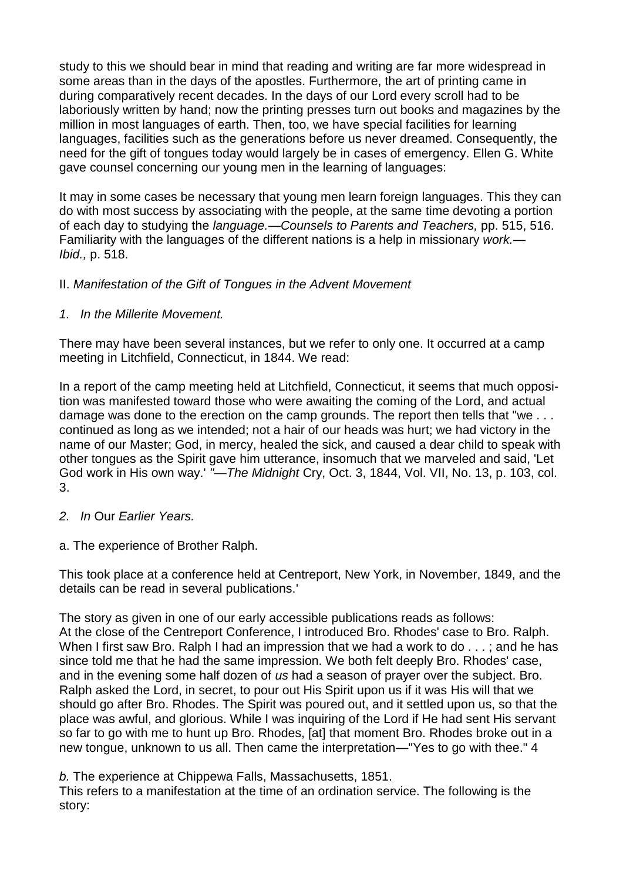study to this we should bear in mind that reading and writing are far more widespread in some areas than in the days of the apostles. Furthermore, the art of printing came in during comparatively recent decades. In the days of our Lord every scroll had to be laboriously written by hand; now the printing presses turn out books and magazines by the million in most languages of earth. Then, too, we have special facilities for learning languages, facilities such as the generations before us never dreamed. Consequently, the need for the gift of tongues today would largely be in cases of emergency. Ellen G. White gave counsel concerning our young men in the learning of languages:

It may in some cases be necessary that young men learn foreign languages. This they can do with most success by associating with the people, at the same time devoting a portion of each day to studying the *language.—Counsels to Parents and Teachers,* pp. 515, 516. Familiarity with the languages of the different nations is a help in missionary *work.—Ibid.,* p. 518.

II. *Manifestation of the Gift of Tongues in the Advent Movement*

*1. In the Millerite Movement.*

There may have been several instances, but we refer to only one. It occurred at a camp meeting in Litchfield, Connecticut, in 1844. We read:

In a report of the camp meeting held at Litchfield, Connecticut, it seems that much opposition was manifested toward those who were awaiting the coming of the Lord, and actual damage was done to the erection on the camp grounds. The report then tells that "we . . . continued as long as we intended; not a hair of our heads was hurt; we had victory in the name of our Master; God, in mercy, healed the sick, and caused a dear child to speak with other tongues as the Spirit gave him utterance, insomuch that we marveled and said, 'Let God work in His own way.' *"—The Midnight* Cry, Oct. 3, 1844, Vol. VII, No. 13, p. 103, col. 3.

*2. In* Our *Earlier Years.*

a. The experience of Brother Ralph.

This took place at a conference held at Centreport, New York, in November, 1849, and the details can be read in several publications.'

The story as given in one of our early accessible publications reads as follows:
At the close of the Centreport Conference, I introduced Bro. Rhodes' case to Bro. Ralph. When I first saw Bro. Ralph I had an impression that we had a work to do . . . ; and he has since told me that he had the same impression. We both felt deeply Bro. Rhodes' case, and in the evening some half dozen of *us* had a season of prayer over the subject. Bro. Ralph asked the Lord, in secret, to pour out His Spirit upon us if it was His will that we should go after Bro. Rhodes. The Spirit was poured out, and it settled upon us, so that the place was awful, and glorious. While I was inquiring of the Lord if He had sent His servant so far to go with me to hunt up Bro. Rhodes, [at] that moment Bro. Rhodes broke out in a new tongue, unknown to us all. Then came the interpretation—"Yes to go with thee." 4

*b.* The experience at Chippewa Falls, Massachusetts, 1851.
This refers to a manifestation at the time of an ordination service. The following is the story: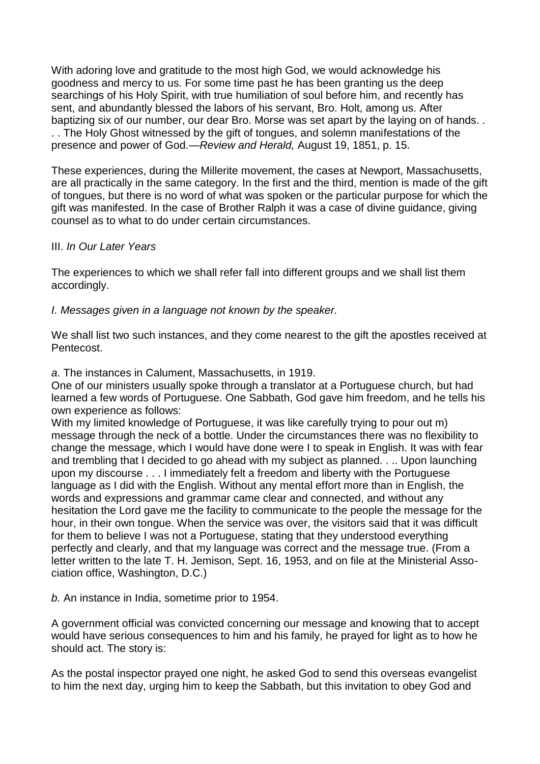With adoring love and gratitude to the most high God, we would acknowledge his goodness and mercy to us. For some time past he has been granting us the deep searchings of his Holy Spirit, with true humiliation of soul before him, and recently has sent, and abundantly blessed the labors of his servant, Bro. Holt, among us. After baptizing six of our number, our dear Bro. Morse was set apart by the laying on of hands. . . . The Holy Ghost witnessed by the gift of tongues, and solemn manifestations of the presence and power of God.—*Review and Herald,* August 19, 1851, p. 15.

These experiences, during the Millerite movement, the cases at Newport, Massachusetts, are all practically in the same category. In the first and the third, mention is made of the gift of tongues, but there is no word of what was spoken or the particular purpose for which the gift was manifested. In the case of Brother Ralph it was a case of divine guidance, giving counsel as to what to do under certain circumstances.

III. *In Our Later Years*

The experiences to which we shall refer fall into different groups and we shall list them accordingly.

*I. Messages given in a language not known by the speaker.*

We shall list two such instances, and they come nearest to the gift the apostles received at Pentecost.

*a.* The instances in Calument, Massachusetts, in 1919.

One of our ministers usually spoke through a translator at a Portuguese church, but had learned a few words of Portuguese. One Sabbath, God gave him freedom, and he tells his own experience as follows:

With my limited knowledge of Portuguese, it was like carefully trying to pour out m) message through the neck of a bottle. Under the circumstances there was no flexibility to change the message, which I would have done were I to speak in English. It was with fear and trembling that I decided to go ahead with my subject as planned. . .. Upon launching upon my discourse . . . I immediately felt a freedom and liberty with the Portuguese language as I did with the English. Without any mental effort more than in English, the words and expressions and grammar came clear and connected, and without any hesitation the Lord gave me the facility to communicate to the people the message for the hour, in their own tongue. When the service was over, the visitors said that it was difficult for them to believe I was not a Portuguese, stating that they understood everything perfectly and clearly, and that my language was correct and the message true. (From a letter written to the late T. H. Jemison, Sept. 16, 1953, and on file at the Ministerial Association office, Washington, D.C.)

*b.* An instance in India, sometime prior to 1954.

A government official was convicted concerning our message and knowing that to accept would have serious consequences to him and his family, he prayed for light as to how he should act. The story is:

As the postal inspector prayed one night, he asked God to send this overseas evangelist to him the next day, urging him to keep the Sabbath, but this invitation to obey God and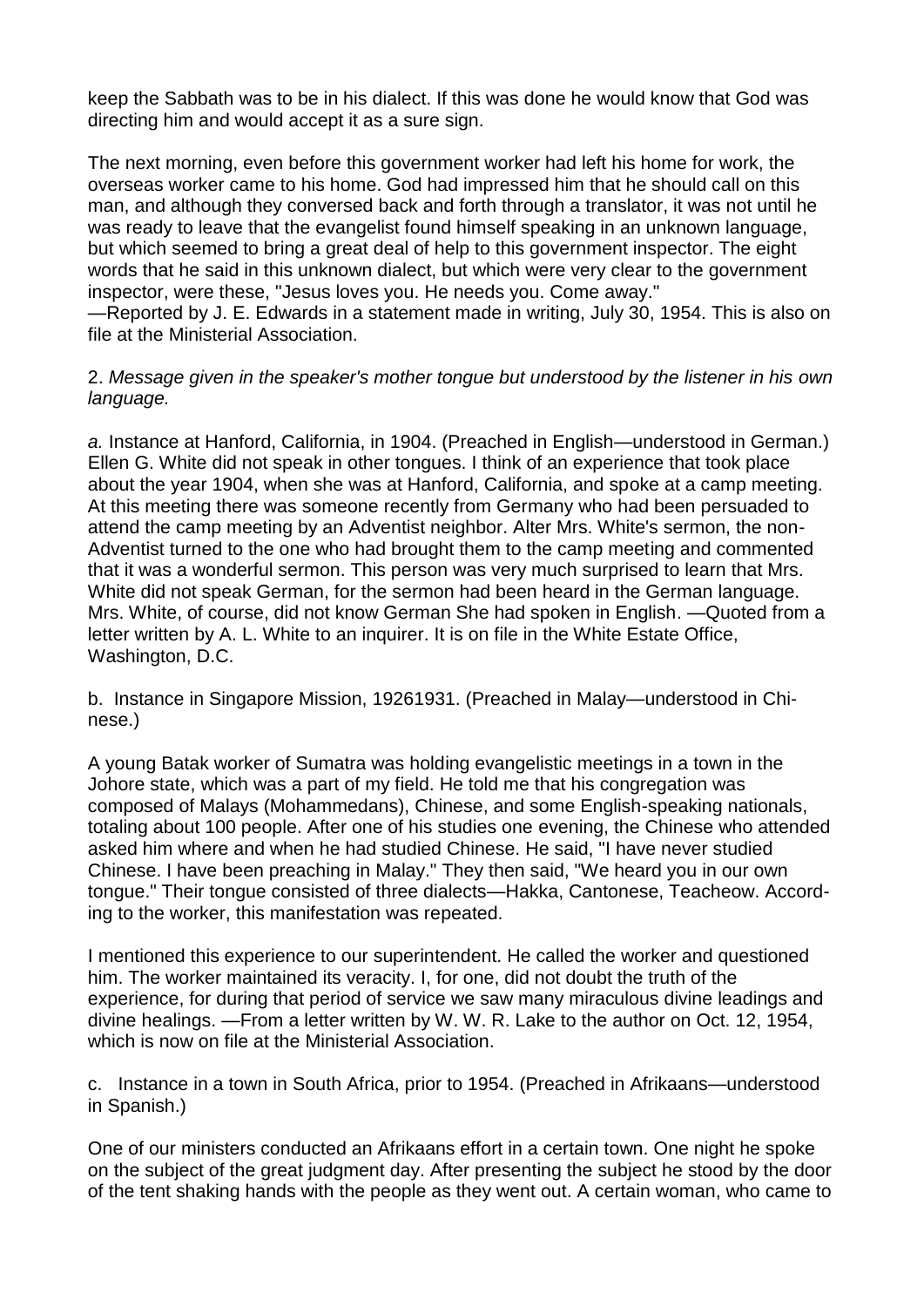keep the Sabbath was to be in his dialect. If this was done he would know that God was directing him and would accept it as a sure sign.

The next morning, even before this government worker had left his home for work, the overseas worker came to his home. God had impressed him that he should call on this man, and although they conversed back and forth through a translator, it was not until he was ready to leave that the evangelist found himself speaking in an unknown language, but which seemed to bring a great deal of help to this government inspector. The eight words that he said in this unknown dialect, but which were very clear to the government inspector, were these, "Jesus loves you. He needs you. Come away."
—Reported by J. E. Edwards in a statement made in writing, July 30, 1954. This is also on file at the Ministerial Association.

2. *Message given in the speaker's mother tongue but understood by the listener in his own language.*

*a.* Instance at Hanford, California, in 1904. (Preached in English—understood in German.)
Ellen G. White did not speak in other tongues. I think of an experience that took place about the year 1904, when she was at Hanford, California, and spoke at a camp meeting. At this meeting there was someone recently from Germany who had been persuaded to attend the camp meeting by an Adventist neighbor. Alter Mrs. White's sermon, the non-Adventist turned to the one who had brought them to the camp meeting and commented that it was a wonderful sermon. This person was very much surprised to learn that Mrs. White did not speak German, for the sermon had been heard in the German language. Mrs. White, of course, did not know German She had spoken in English. —Quoted from a letter written by A. L. White to an inquirer. It is on file in the White Estate Office, Washington, D.C.

b. Instance in Singapore Mission, 19261931. (Preached in Malay—understood in Chinese.)

A young Batak worker of Sumatra was holding evangelistic meetings in a town in the Johore state, which was a part of my field. He told me that his congregation was composed of Malays (Mohammedans), Chinese, and some English-speaking nationals, totaling about 100 people. After one of his studies one evening, the Chinese who attended asked him where and when he had studied Chinese. He said, "I have never studied Chinese. I have been preaching in Malay." They then said, "We heard you in our own tongue." Their tongue consisted of three dialects—Hakka, Cantonese, Teacheow. According to the worker, this manifestation was repeated.

I mentioned this experience to our superintendent. He called the worker and questioned him. The worker maintained its veracity. I, for one, did not doubt the truth of the experience, for during that period of service we saw many miraculous divine leadings and divine healings. —From a letter written by W. W. R. Lake to the author on Oct. 12, 1954, which is now on file at the Ministerial Association.

c. Instance in a town in South Africa, prior to 1954. (Preached in Afrikaans—understood in Spanish.)

One of our ministers conducted an Afrikaans effort in a certain town. One night he spoke on the subject of the great judgment day. After presenting the subject he stood by the door of the tent shaking hands with the people as they went out. A certain woman, who came to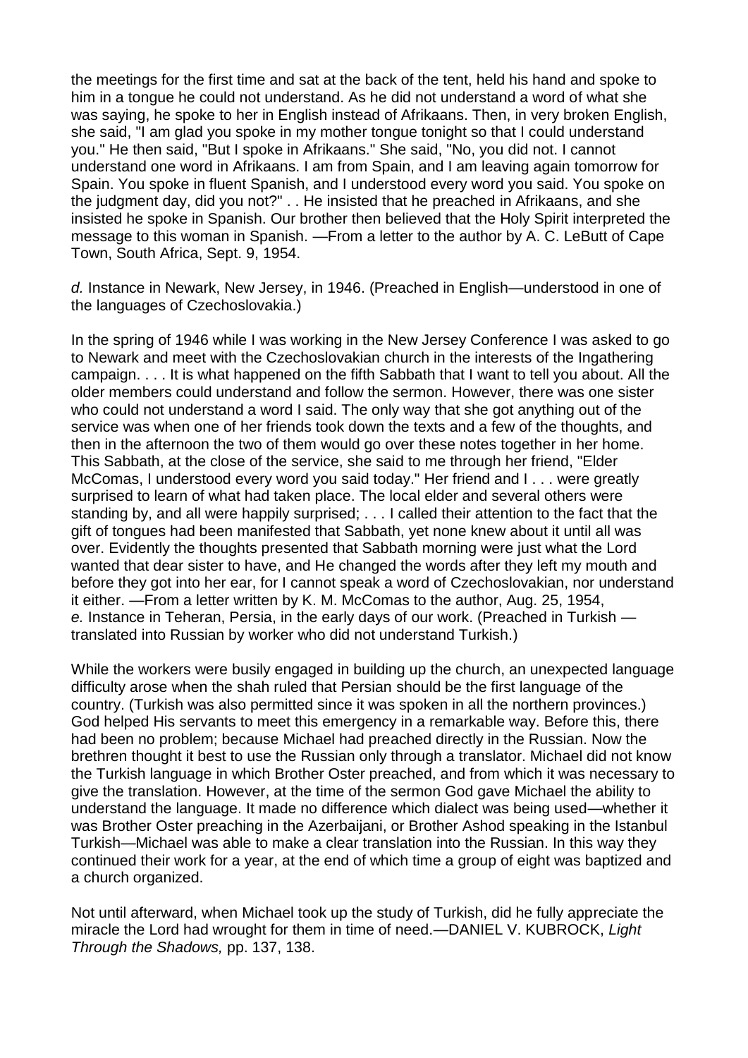the meetings for the first time and sat at the back of the tent, held his hand and spoke to him in a tongue he could not understand. As he did not understand a word of what she was saying, he spoke to her in English instead of Afrikaans. Then, in very broken English, she said, "I am glad you spoke in my mother tongue tonight so that I could understand you." He then said, "But I spoke in Afrikaans." She said, "No, you did not. I cannot understand one word in Afrikaans. I am from Spain, and I am leaving again tomorrow for Spain. You spoke in fluent Spanish, and I understood every word you said. You spoke on the judgment day, did you not?" . . He insisted that he preached in Afrikaans, and she insisted he spoke in Spanish. Our brother then believed that the Holy Spirit interpreted the message to this woman in Spanish. —From a letter to the author by A. C. LeButt of Cape Town, South Africa, Sept. 9, 1954.

*d.* Instance in Newark, New Jersey, in 1946. (Preached in English—understood in one of the languages of Czechoslovakia.)

In the spring of 1946 while I was working in the New Jersey Conference I was asked to go to Newark and meet with the Czechoslovakian church in the interests of the Ingathering campaign. . . . It is what happened on the fifth Sabbath that I want to tell you about. All the older members could understand and follow the sermon. However, there was one sister who could not understand a word I said. The only way that she got anything out of the service was when one of her friends took down the texts and a few of the thoughts, and then in the afternoon the two of them would go over these notes together in her home. This Sabbath, at the close of the service, she said to me through her friend, "Elder McComas, I understood every word you said today." Her friend and I . . . were greatly surprised to learn of what had taken place. The local elder and several others were standing by, and all were happily surprised; . . . I called their attention to the fact that the gift of tongues had been manifested that Sabbath, yet none knew about it until all was over. Evidently the thoughts presented that Sabbath morning were just what the Lord wanted that dear sister to have, and He changed the words after they left my mouth and before they got into her ear, for I cannot speak a word of Czechoslovakian, nor understand it either. —From a letter written by K. M. McComas to the author, Aug. 25, 1954,

*e.* Instance in Teheran, Persia, in the early days of our work. (Preached in Turkish —translated into Russian by worker who did not understand Turkish.)

While the workers were busily engaged in building up the church, an unexpected language difficulty arose when the shah ruled that Persian should be the first language of the country. (Turkish was also permitted since it was spoken in all the northern provinces.) God helped His servants to meet this emergency in a remarkable way. Before this, there had been no problem; because Michael had preached directly in the Russian. Now the brethren thought it best to use the Russian only through a translator. Michael did not know the Turkish language in which Brother Oster preached, and from which it was necessary to give the translation. However, at the time of the sermon God gave Michael the ability to understand the language. It made no difference which dialect was being used—whether it was Brother Oster preaching in the Azerbaijani, or Brother Ashod speaking in the Istanbul Turkish—Michael was able to make a clear translation into the Russian. In this way they continued their work for a year, at the end of which time a group of eight was baptized and a church organized.

Not until afterward, when Michael took up the study of Turkish, did he fully appreciate the miracle the Lord had wrought for them in time of need.—DANIEL V. KUBROCK, *Light Through the Shadows,* pp. 137, 138.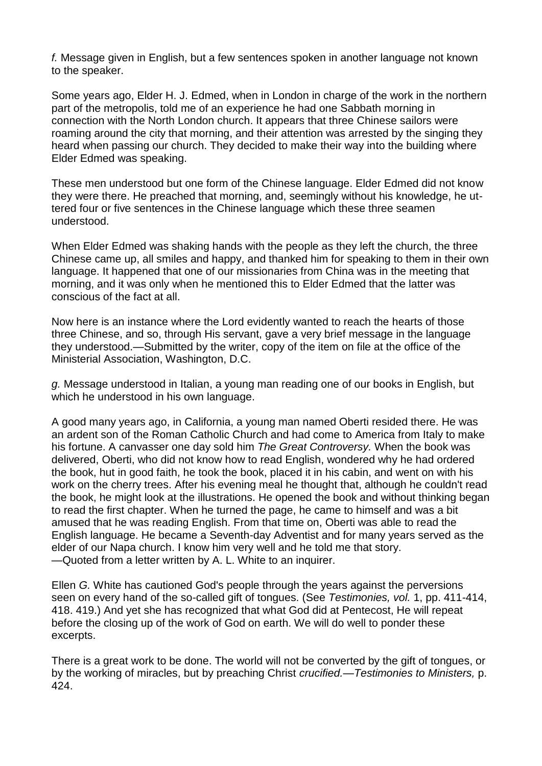*f.* Message given in English, but a few sentences spoken in another language not known to the speaker.

Some years ago, Elder H. J. Edmed, when in London in charge of the work in the northern part of the metropolis, told me of an experience he had one Sabbath morning in connection with the North London church. It appears that three Chinese sailors were roaming around the city that morning, and their attention was arrested by the singing they heard when passing our church. They decided to make their way into the building where Elder Edmed was speaking.

These men understood but one form of the Chinese language. Elder Edmed did not know they were there. He preached that morning, and, seemingly without his knowledge, he uttered four or five sentences in the Chinese language which these three seamen understood.

When Elder Edmed was shaking hands with the people as they left the church, the three Chinese came up, all smiles and happy, and thanked him for speaking to them in their own language. It happened that one of our missionaries from China was in the meeting that morning, and it was only when he mentioned this to Elder Edmed that the latter was conscious of the fact at all.

Now here is an instance where the Lord evidently wanted to reach the hearts of those three Chinese, and so, through His servant, gave a very brief message in the language they understood.—Submitted by the writer, copy of the item on file at the office of the Ministerial Association, Washington, D.C.

*g.* Message understood in Italian, a young man reading one of our books in English, but which he understood in his own language.

A good many years ago, in California, a young man named Oberti resided there. He was an ardent son of the Roman Catholic Church and had come to America from Italy to make his fortune. A canvasser one day sold him *The Great Controversy.* When the book was delivered, Oberti, who did not know how to read English, wondered why he had ordered the book, hut in good faith, he took the book, placed it in his cabin, and went on with his work on the cherry trees. After his evening meal he thought that, although he couldn't read the book, he might look at the illustrations. He opened the book and without thinking began to read the first chapter. When he turned the page, he came to himself and was a bit amused that he was reading English. From that time on, Oberti was able to read the English language. He became a Seventh-day Adventist and for many years served as the elder of our Napa church. I know him very well and he told me that story.
—Quoted from a letter written by A. L. White to an inquirer.

Ellen *G.* White has cautioned God's people through the years against the perversions seen on every hand of the so-called gift of tongues. (See *Testimonies, vol.* 1, pp. 411-414, 418. 419.) And yet she has recognized that what God did at Pentecost, He will repeat before the closing up of the work of God on earth. We will do well to ponder these excerpts.

There is a great work to be done. The world will not be converted by the gift of tongues, or by the working of miracles, but by preaching Christ *crucified.—Testimonies to Ministers,* p. 424.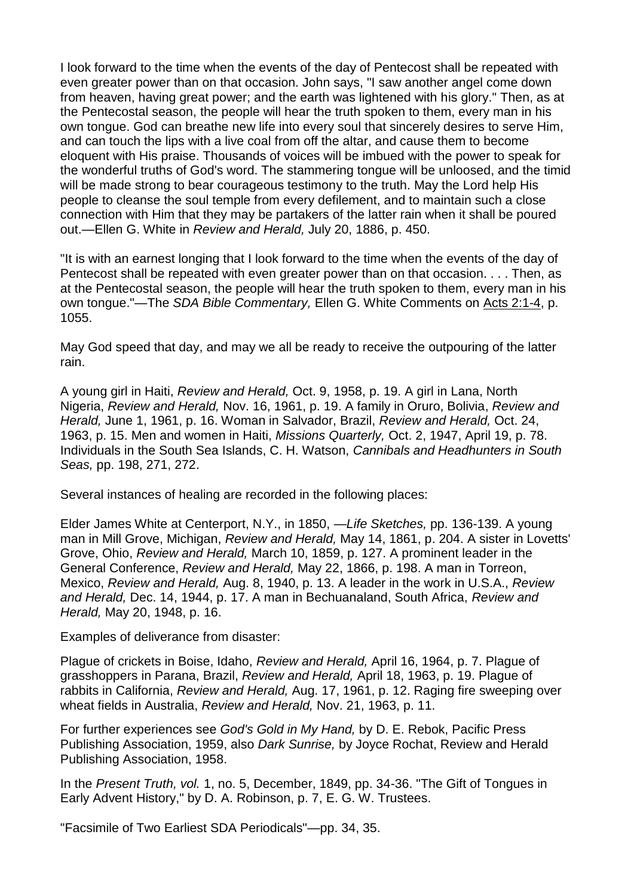I look forward to the time when the events of the day of Pentecost shall be repeated with even greater power than on that occasion. John says, "I saw another angel come down from heaven, having great power; and the earth was lightened with his glory." Then, as at the Pentecostal season, the people will hear the truth spoken to them, every man in his own tongue. God can breathe new life into every soul that sincerely desires to serve Him, and can touch the lips with a live coal from off the altar, and cause them to become eloquent with His praise. Thousands of voices will be imbued with the power to speak for the wonderful truths of God's word. The stammering tongue will be unloosed, and the timid will be made strong to bear courageous testimony to the truth. May the Lord help His people to cleanse the soul temple from every defilement, and to maintain such a close connection with Him that they may be partakers of the latter rain when it shall be poured out.—Ellen G. White in *Review and Herald,* July 20, 1886, p. 450.

"It is with an earnest longing that I look forward to the time when the events of the day of Pentecost shall be repeated with even greater power than on that occasion. . . . Then, as at the Pentecostal season, the people will hear the truth spoken to them, every man in his own tongue."—The *SDA Bible Commentary,* Ellen G. White Comments on Acts 2:1-4, p. 1055.

May God speed that day, and may we all be ready to receive the outpouring of the latter rain.

A young girl in Haiti, *Review and Herald,* Oct. 9, 1958, p. 19. A girl in Lana, North Nigeria, *Review and Herald,* Nov. 16, 1961, p. 19. A family in Oruro, Bolivia, *Review and Herald,* June 1, 1961, p. 16. Woman in Salvador, Brazil, *Review and Herald,* Oct. 24, 1963, p. 15. Men and women in Haiti, *Missions Quarterly,* Oct. 2, 1947, April 19, p. 78. Individuals in the South Sea Islands, C. H. Watson, *Cannibals and Headhunters in South Seas,* pp. 198, 271, 272.

Several instances of healing are recorded in the following places:

Elder James White at Centerport, N.Y., in 1850, —*Life Sketches,* pp. 136-139. A young man in Mill Grove, Michigan, *Review and Herald,* May 14, 1861, p. 204. A sister in Lovetts' Grove, Ohio, *Review and Herald,* March 10, 1859, p. 127. A prominent leader in the General Conference, *Review and Herald,* May 22, 1866, p. 198. A man in Torreon, Mexico, *Review and Herald,* Aug. 8, 1940, p. 13. A leader in the work in U.S.A., *Review and Herald,* Dec. 14, 1944, p. 17. A man in Bechuanaland, South Africa, *Review and Herald,* May 20, 1948, p. 16.

Examples of deliverance from disaster:

Plague of crickets in Boise, Idaho, *Review and Herald,* April 16, 1964, p. 7. Plague of grasshoppers in Parana, Brazil, *Review and Herald,* April 18, 1963, p. 19. Plague of rabbits in California, *Review and Herald,* Aug. 17, 1961, p. 12. Raging fire sweeping over wheat fields in Australia, *Review and Herald,* Nov. 21, 1963, p. 11.

For further experiences see *God's Gold in My Hand,* by D. E. Rebok, Pacific Press Publishing Association, 1959, also *Dark Sunrise,* by Joyce Rochat, Review and Herald Publishing Association, 1958.

In the *Present Truth, vol.* 1, no. 5, December, 1849, pp. 34-36. "The Gift of Tongues in Early Advent History," by D. A. Robinson, p. 7, E. G. W. Trustees.

"Facsimile of Two Earliest SDA Periodicals"—pp. 34, 35.